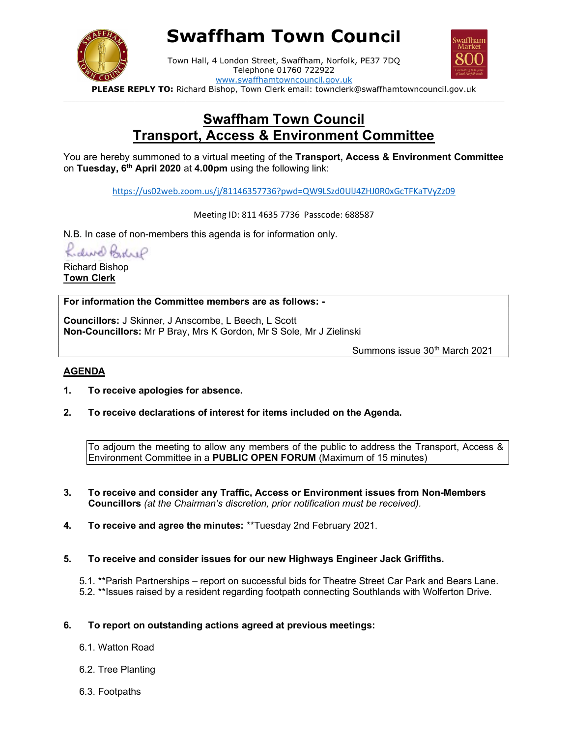# Swaffham Town Council

Town Hall, 4 London Street, Swaffham, Norfolk, PE37 7DQ
Telephone 01760 722922
www.swaffhamtowncouncil.gov.uk

**PLEASE REPLY TO:** Richard Bishop, Town Clerk email: townclerk@swaffhamtowncouncil.gov.uk

---

## Swaffham Town Council
## Transport, Access & Environment Committee

You are hereby summoned to a virtual meeting of the **Transport, Access & Environment Committee** on **Tuesday, 6th April 2020** at **4.00pm** using the following link:

https://us02web.zoom.us/j/81146357736?pwd=QW9LSzd0UlJ4ZHJ0R0xGcTFKaTVyZz09

Meeting ID: 811 4635 7736 Passcode: 688587

N.B. In case of non-members this agenda is for information only.

Richard Bishop
**Town Clerk**

**For information the Committee members are as follows: -**

**Councillors:** J Skinner, J Anscombe, L Beech, L Scott
**Non-Councillors:** Mr P Bray, Mrs K Gordon, Mr S Sole, Mr J Zielinski

Summons issue 30th March 2021

**AGENDA**

1. **To receive apologies for absence.**

2. **To receive declarations of interest for items included on the Agenda.**

To adjourn the meeting to allow any members of the public to address the Transport, Access & Environment Committee in a **PUBLIC OPEN FORUM** (Maximum of 15 minutes)

3. **To receive and consider any Traffic, Access or Environment issues from Non-Members Councillors** *(at the Chairman's discretion, prior notification must be received).*

4. **To receive and agree the minutes:** **Tuesday 2nd February 2021.

5. **To receive and consider issues for our new Highways Engineer Jack Griffiths.**

   5.1. **Parish Partnerships – report on successful bids for Theatre Street Car Park and Bears Lane.
   5.2. **Issues raised by a resident regarding footpath connecting Southlands with Wolferton Drive.

6. **To report on outstanding actions agreed at previous meetings:**

   6.1. Watton Road

   6.2. Tree Planting

   6.3. Footpaths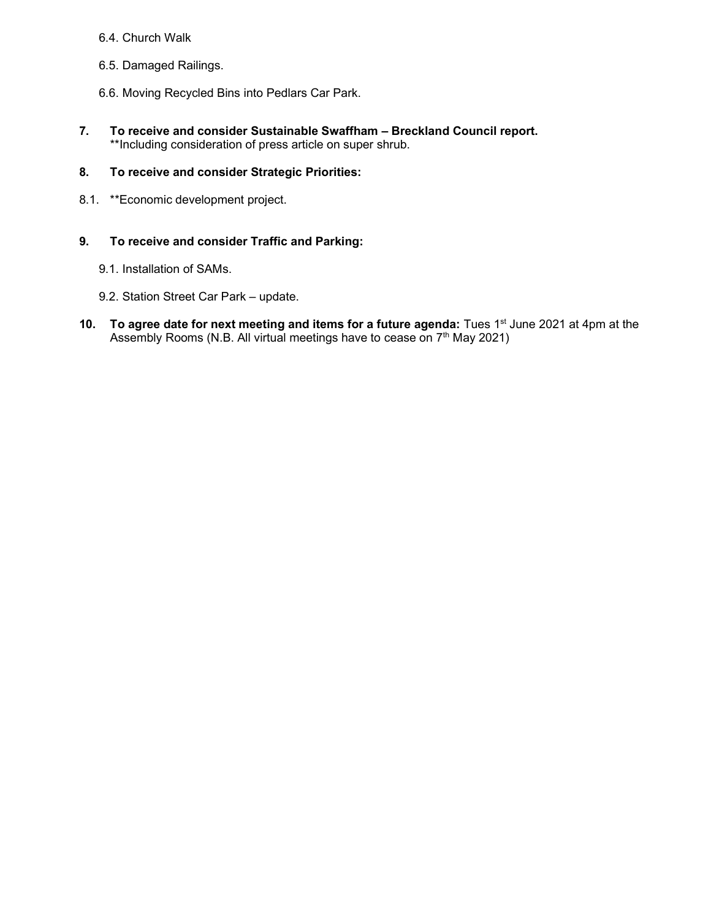6.4. Church Walk

6.5. Damaged Railings.

6.6. Moving Recycled Bins into Pedlars Car Park.

**7. To receive and consider Sustainable Swaffham – Breckland Council report.**
**Including consideration of press article on super shrub.

**8. To receive and consider Strategic Priorities:**

8.1. **Economic development project.

**9. To receive and consider Traffic and Parking:**

9.1. Installation of SAMs.

9.2. Station Street Car Park – update.

**10. To agree date for next meeting and items for a future agenda:** Tues 1st June 2021 at 4pm at the Assembly Rooms (N.B. All virtual meetings have to cease on 7th May 2021)